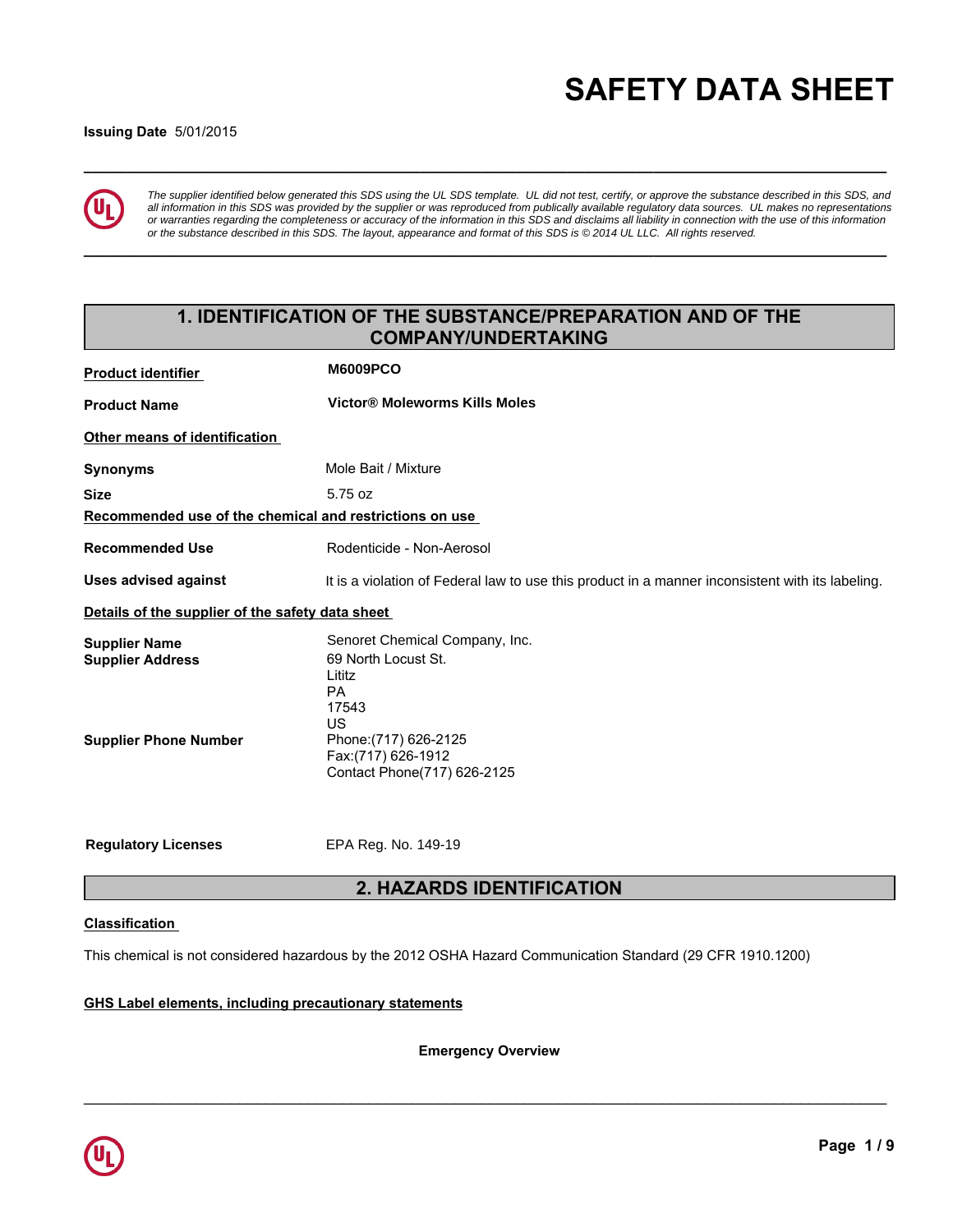# SAFETY DATA SHEET

**Issuing Date** 5/01/2015

*The supplier identified below generated this SDS using the UL SDS template. UL did not test, certify, or approve the substance described in this SDS, and all information in this SDS was provided by the supplier or was reproduced from publically available regulatory data sources. UL makes no representations or warranties regarding the completeness or accuracy of the information in this SDS and disclaims all liability in connection with the use of this information or the substance described in this SDS. The layout, appearance and format of this SDS is © 2014 UL LLC. All rights reserved.*

## 1. IDENTIFICATION OF THE SUBSTANCE/PREPARATION AND OF THE COMPANY/UNDERTAKING

**Product identifier** — **M6009PCO**

**Product Name** — **Victor® Moleworms Kills Moles**

**Other means of identification**

**Synonyms** — Mole Bait / Mixture

**Size** — 5.75 oz

**Recommended use of the chemical and restrictions on use**

**Recommended Use** — Rodenticide - Non-Aerosol

**Uses advised against** — It is a violation of Federal law to use this product in a manner inconsistent with its labeling.

**Details of the supplier of the safety data sheet**

**Supplier Name** — Senoret Chemical Company, Inc.

**Supplier Address** — 69 North Locust St.
Lititz
PA
17543
US

**Supplier Phone Number** — Phone:(717) 626-2125
Fax:(717) 626-1912
Contact Phone(717) 626-2125

**Regulatory Licenses** — EPA Reg. No. 149-19

## 2. HAZARDS IDENTIFICATION

**Classification**

This chemical is not considered hazardous by the 2012 OSHA Hazard Communication Standard (29 CFR 1910.1200)

**GHS Label elements, including precautionary statements**

**Emergency Overview**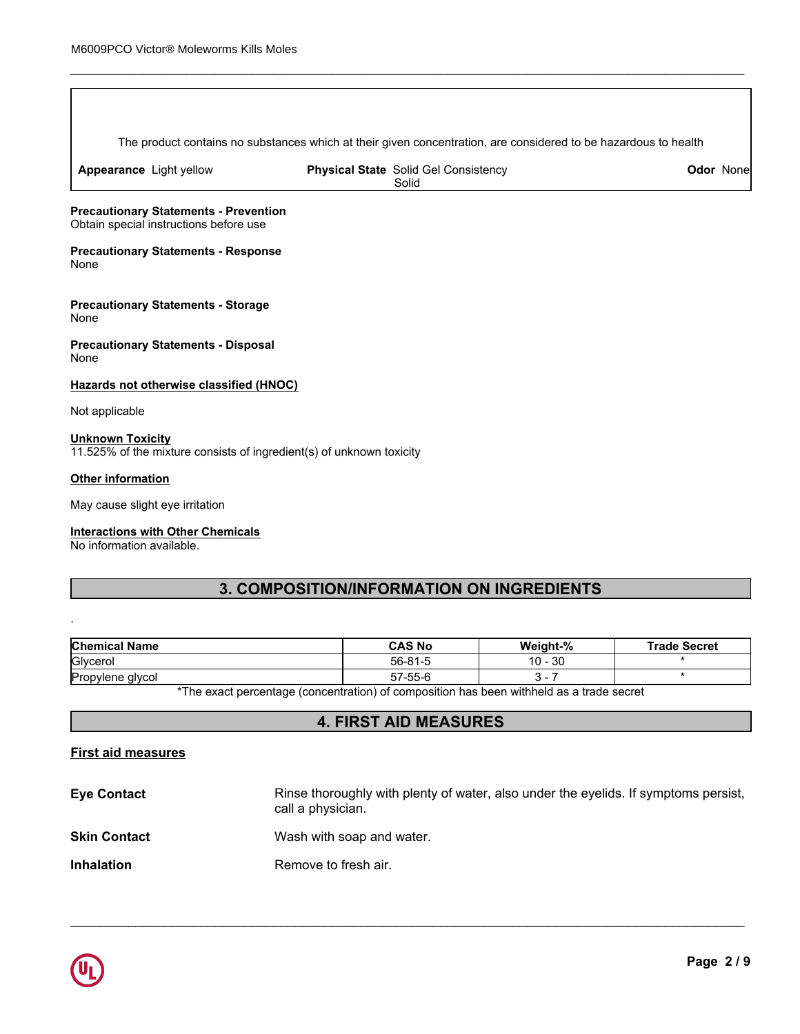The product contains no substances which at their given concentration, are considered to be hazardous to health

| **Appearance** Light yellow | **Physical State** Solid Gel Consistency Solid | **Odor** None |
|---|---|---|

**Precautionary Statements - Prevention**
Obtain special instructions before use

**Precautionary Statements - Response**
None

**Precautionary Statements - Storage**
None

**Precautionary Statements - Disposal**
None

**Hazards not otherwise classified (HNOC)**

Not applicable

**Unknown Toxicity**
11.525% of the mixture consists of ingredient(s) of unknown toxicity

**Other information**

May cause slight eye irritation

**Interactions with Other Chemicals**
No information available.

## 3. COMPOSITION/INFORMATION ON INGREDIENTS

.

| Chemical Name | CAS No | Weight-% | Trade Secret |
|---|---|---|---|
| Glycerol | 56-81-5 | 10 - 30 | * |
| Propylene glycol | 57-55-6 | 3 - 7 | * |

*The exact percentage (concentration) of composition has been withheld as a trade secret

## 4. FIRST AID MEASURES

**First aid measures**

**Eye Contact** Rinse thoroughly with plenty of water, also under the eyelids. If symptoms persist, call a physician.

**Skin Contact** Wash with soap and water.

**Inhalation** Remove to fresh air.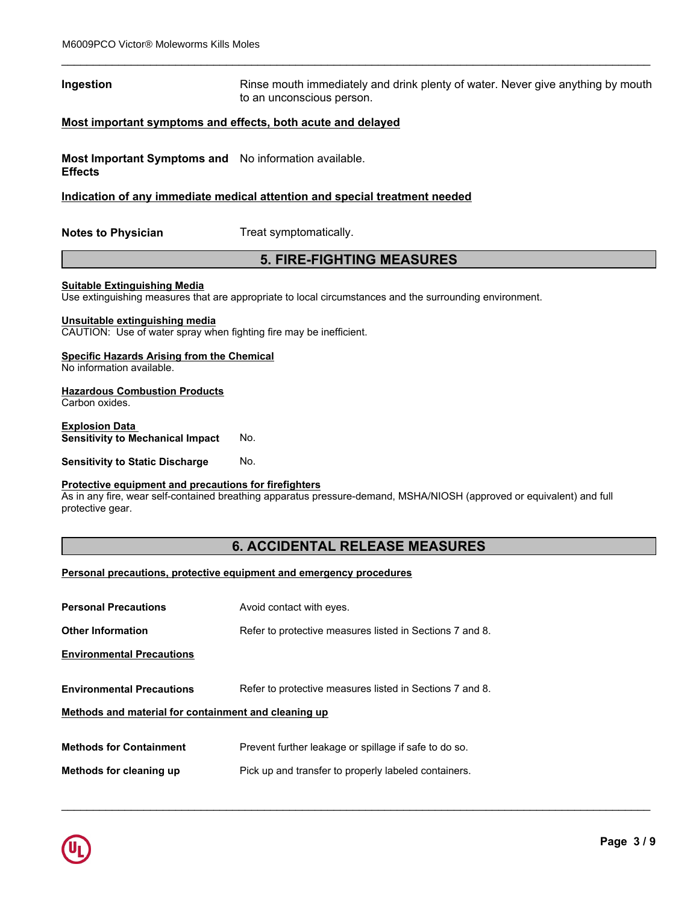**Ingestion** Rinse mouth immediately and drink plenty of water. Never give anything by mouth to an unconscious person.

**Most important symptoms and effects, both acute and delayed**

**Most Important Symptoms and Effects** No information available.

**Indication of any immediate medical attention and special treatment needed**

**Notes to Physician** Treat symptomatically.

## 5. FIRE-FIGHTING MEASURES

**Suitable Extinguishing Media**
Use extinguishing measures that are appropriate to local circumstances and the surrounding environment.

**Unsuitable extinguishing media**
CAUTION: Use of water spray when fighting fire may be inefficient.

**Specific Hazards Arising from the Chemical**
No information available.

**Hazardous Combustion Products**
Carbon oxides.

**Explosion Data**
**Sensitivity to Mechanical Impact** No.

**Sensitivity to Static Discharge** No.

**Protective equipment and precautions for firefighters**
As in any fire, wear self-contained breathing apparatus pressure-demand, MSHA/NIOSH (approved or equivalent) and full protective gear.

## 6. ACCIDENTAL RELEASE MEASURES

**Personal precautions, protective equipment and emergency procedures**

**Personal Precautions** Avoid contact with eyes.

**Other Information** Refer to protective measures listed in Sections 7 and 8.

**Environmental Precautions**

**Environmental Precautions** Refer to protective measures listed in Sections 7 and 8.

**Methods and material for containment and cleaning up**

**Methods for Containment** Prevent further leakage or spillage if safe to do so.

**Methods for cleaning up** Pick up and transfer to properly labeled containers.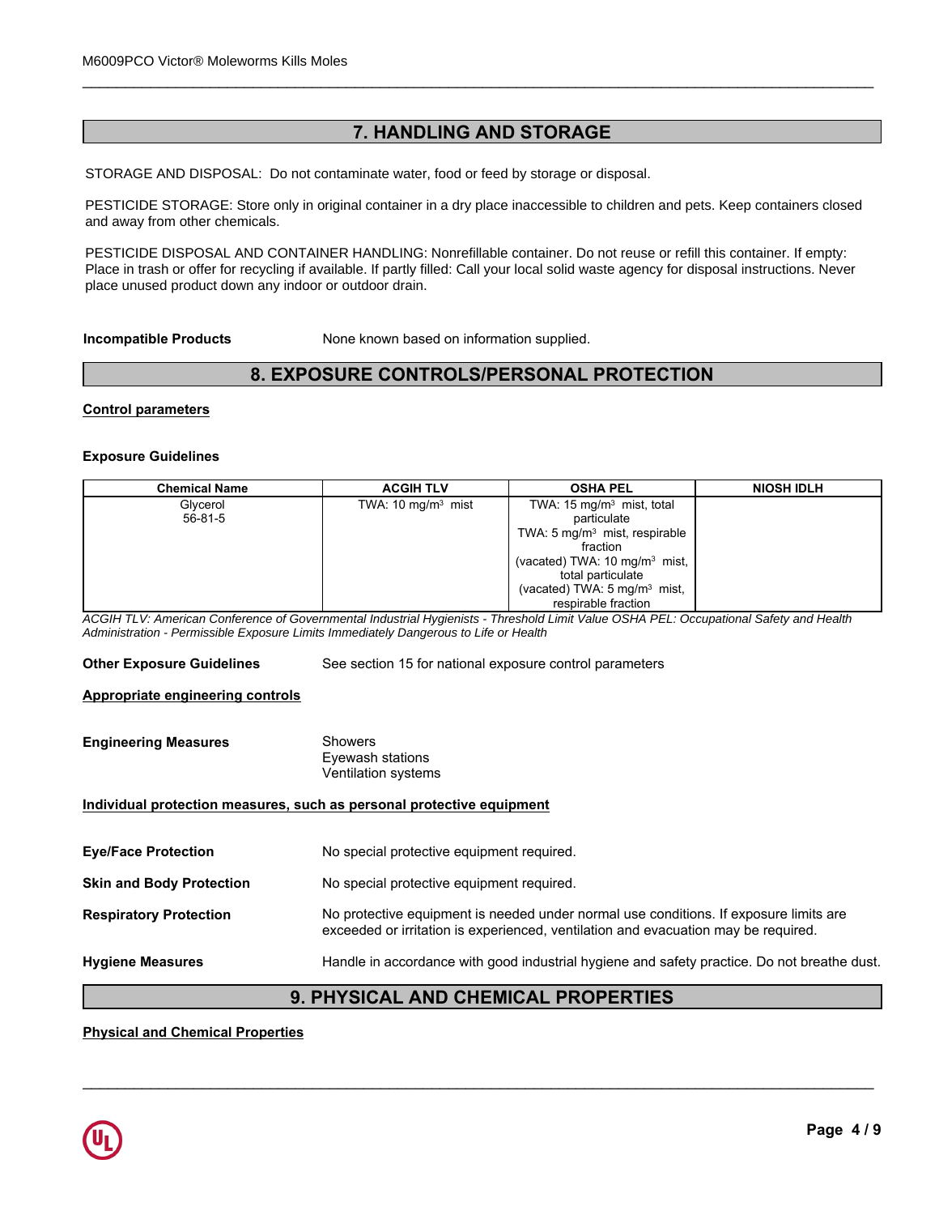## 7. HANDLING AND STORAGE

STORAGE AND DISPOSAL: Do not contaminate water, food or feed by storage or disposal.

PESTICIDE STORAGE: Store only in original container in a dry place inaccessible to children and pets. Keep containers closed and away from other chemicals.

PESTICIDE DISPOSAL AND CONTAINER HANDLING: Nonrefillable container. Do not reuse or refill this container. If empty: Place in trash or offer for recycling if available. If partly filled: Call your local solid waste agency for disposal instructions. Never place unused product down any indoor or outdoor drain.

**Incompatible Products** None known based on information supplied.

## 8. EXPOSURE CONTROLS/PERSONAL PROTECTION

**Control parameters**

**Exposure Guidelines**

| Chemical Name | ACGIH TLV | OSHA PEL | NIOSH IDLH |
|---|---|---|---|
| Glycerol<br>56-81-5 | TWA: 10 mg/m$^3$ mist | TWA: 15 mg/m$^3$ mist, total particulate<br>TWA: 5 mg/m$^3$ mist, respirable fraction<br>(vacated) TWA: 10 mg/m$^3$ mist, total particulate<br>(vacated) TWA: 5 mg/m$^3$ mist, respirable fraction | |

*ACGIH TLV: American Conference of Governmental Industrial Hygienists - Threshold Limit Value OSHA PEL: Occupational Safety and Health Administration - Permissible Exposure Limits Immediately Dangerous to Life or Health*

**Other Exposure Guidelines** See section 15 for national exposure control parameters

**Appropriate engineering controls**

**Engineering Measures** Showers
Eyewash stations
Ventilation systems

**Individual protection measures, such as personal protective equipment**

**Eye/Face Protection** No special protective equipment required.

**Skin and Body Protection** No special protective equipment required.

**Respiratory Protection** No protective equipment is needed under normal use conditions. If exposure limits are exceeded or irritation is experienced, ventilation and evacuation may be required.

**Hygiene Measures** Handle in accordance with good industrial hygiene and safety practice. Do not breathe dust.

## 9. PHYSICAL AND CHEMICAL PROPERTIES

**Physical and Chemical Properties**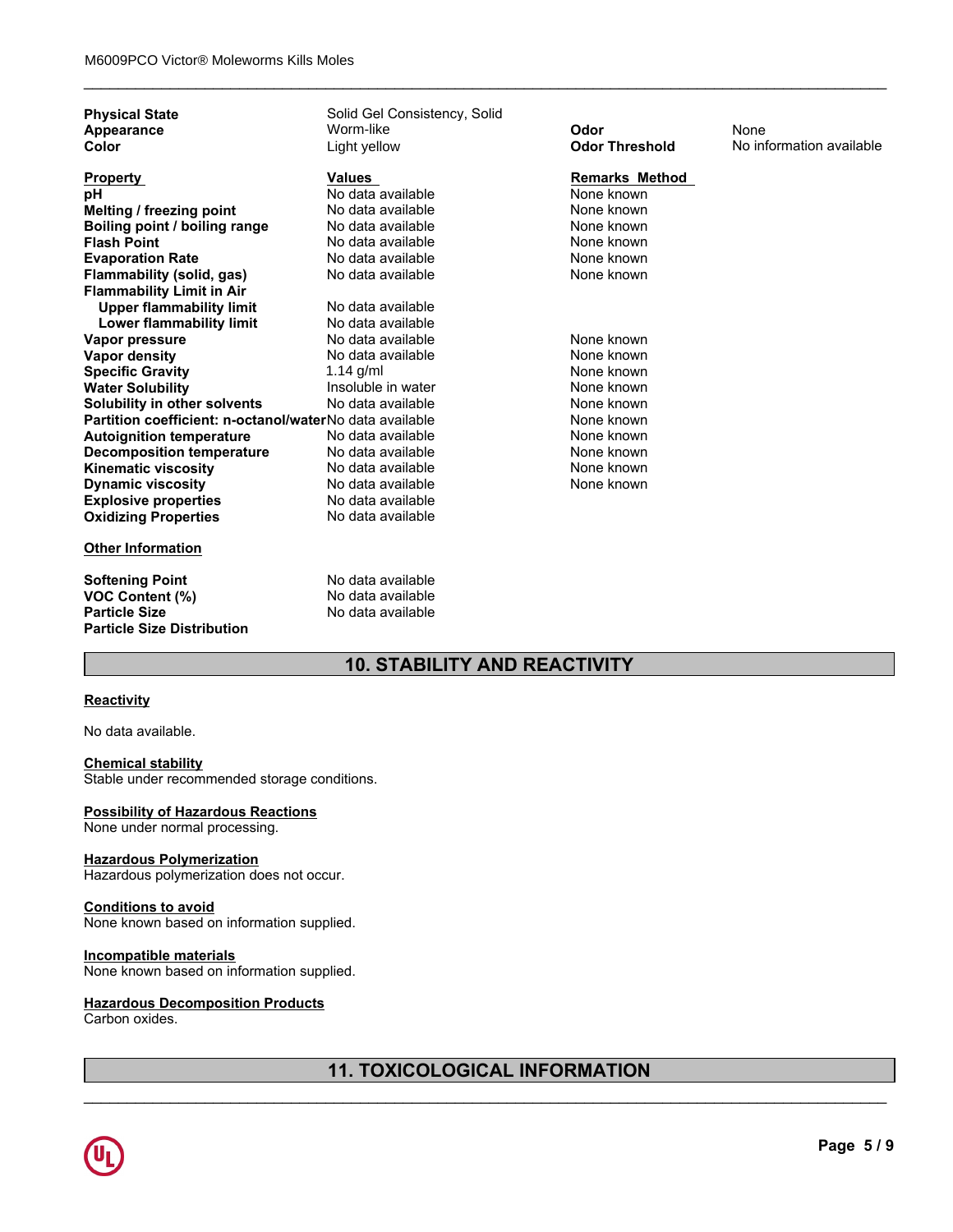| | | | |
|---|---|---|---|
| **Physical State** | Solid Gel Consistency, Solid | | |
| **Appearance** | Worm-like | **Odor** | None |
| **Color** | Light yellow | **Odor Threshold** | No information available |

| Property | Values | Remarks Method |
|---|---|---|
| **pH** | No data available | None known |
| **Melting / freezing point** | No data available | None known |
| **Boiling point / boiling range** | No data available | None known |
| **Flash Point** | No data available | None known |
| **Evaporation Rate** | No data available | None known |
| **Flammability (solid, gas)** | No data available | None known |
| **Flammability Limit in Air** | | |
| **Upper flammability limit** | No data available | |
| **Lower flammability limit** | No data available | |
| **Vapor pressure** | No data available | None known |
| **Vapor density** | No data available | None known |
| **Specific Gravity** | 1.14 g/ml | None known |
| **Water Solubility** | Insoluble in water | None known |
| **Solubility in other solvents** | No data available | None known |
| **Partition coefficient: n-octanol/water** | No data available | None known |
| **Autoignition temperature** | No data available | None known |
| **Decomposition temperature** | No data available | None known |
| **Kinematic viscosity** | No data available | None known |
| **Dynamic viscosity** | No data available | None known |
| **Explosive properties** | No data available | |
| **Oxidizing Properties** | No data available | |

**Other Information**

| | |
|---|---|
| **Softening Point** | No data available |
| **VOC Content (%)** | No data available |
| **Particle Size** | No data available |
| **Particle Size Distribution** | |

## 10. STABILITY AND REACTIVITY

**Reactivity**

No data available.

**Chemical stability**

Stable under recommended storage conditions.

**Possibility of Hazardous Reactions**

None under normal processing.

**Hazardous Polymerization**

Hazardous polymerization does not occur.

**Conditions to avoid**

None known based on information supplied.

**Incompatible materials**

None known based on information supplied.

**Hazardous Decomposition Products**

Carbon oxides.

## 11. TOXICOLOGICAL INFORMATION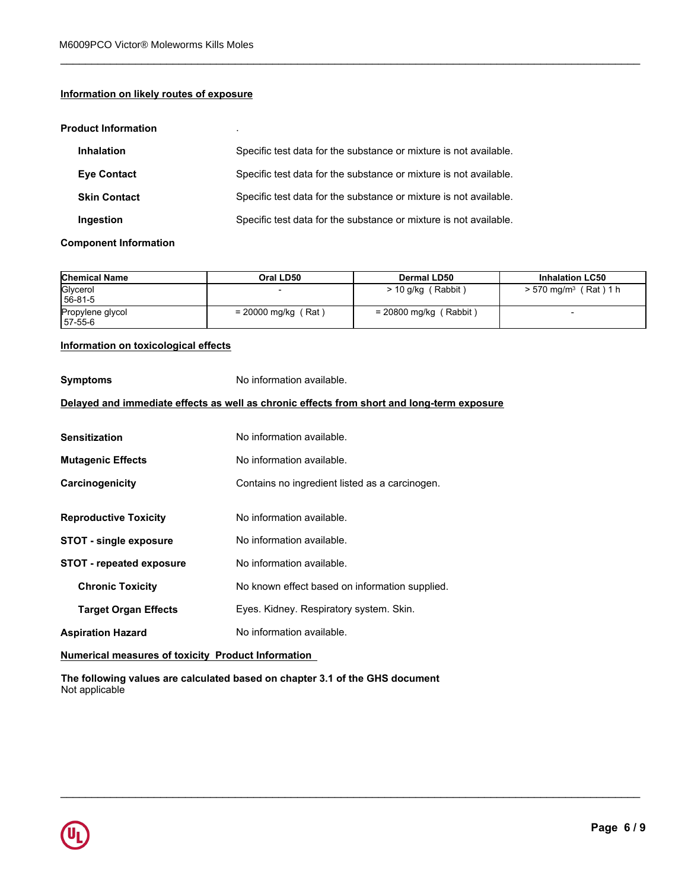### Information on likely routes of exposure

**Product Information** .

**Inhalation** Specific test data for the substance or mixture is not available.

**Eye Contact** Specific test data for the substance or mixture is not available.

**Skin Contact** Specific test data for the substance or mixture is not available.

**Ingestion** Specific test data for the substance or mixture is not available.

**Component Information**

| Chemical Name | Oral LD50 | Dermal LD50 | Inhalation LC50 |
|---|---|---|---|
| Glycerol<br>56-81-5 | - | > 10 g/kg ( Rabbit ) | > 570 mg/m³ ( Rat ) 1 h |
| Propylene glycol<br>57-55-6 | = 20000 mg/kg ( Rat ) | = 20800 mg/kg ( Rabbit ) | - |

### Information on toxicological effects

**Symptoms** No information available.

### Delayed and immediate effects as well as chronic effects from short and long-term exposure

**Sensitization** No information available.

**Mutagenic Effects** No information available.

**Carcinogenicity** Contains no ingredient listed as a carcinogen.

**Reproductive Toxicity** No information available.

**STOT - single exposure** No information available.

**STOT - repeated exposure** No information available.

**Chronic Toxicity** No known effect based on information supplied.

**Target Organ Effects** Eyes. Kidney. Respiratory system. Skin.

**Aspiration Hazard** No information available.

### Numerical measures of toxicity Product Information

**The following values are calculated based on chapter 3.1 of the GHS document**
Not applicable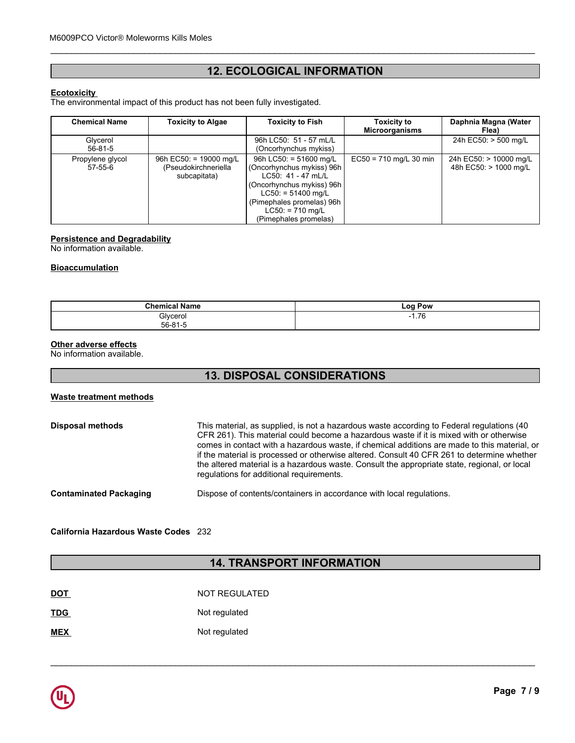## 12. ECOLOGICAL INFORMATION

**Ecotoxicity**

The environmental impact of this product has not been fully investigated.

| Chemical Name | Toxicity to Algae | Toxicity to Fish | Toxicity to Microorganisms | Daphnia Magna (Water Flea) |
|---|---|---|---|---|
| Glycerol 56-81-5 | | 96h LC50: 51 - 57 mL/L (Oncorhynchus mykiss) | | 24h EC50: > 500 mg/L |
| Propylene glycol 57-55-6 | 96h EC50: = 19000 mg/L (Pseudokirchneriella subcapitata) | 96h LC50: = 51600 mg/L (Oncorhynchus mykiss) 96h LC50: 41 - 47 mL/L (Oncorhynchus mykiss) 96h LC50: = 51400 mg/L (Pimephales promelas) 96h LC50: = 710 mg/L (Pimephales promelas) | EC50 = 710 mg/L 30 min | 24h EC50: > 10000 mg/L 48h EC50: > 1000 mg/L |

**Persistence and Degradability**

No information available.

**Bioaccumulation**

| Chemical Name | Log Pow |
|---|---|
| Glycerol 56-81-5 | -1.76 |

**Other adverse effects**

No information available.

## 13. DISPOSAL CONSIDERATIONS

**Waste treatment methods**

**Disposal methods**
This material, as supplied, is not a hazardous waste according to Federal regulations (40 CFR 261). This material could become a hazardous waste if it is mixed with or otherwise comes in contact with a hazardous waste, if chemical additions are made to this material, or if the material is processed or otherwise altered. Consult 40 CFR 261 to determine whether the altered material is a hazardous waste. Consult the appropriate state, regional, or local regulations for additional requirements.

**Contaminated Packaging**
Dispose of contents/containers in accordance with local regulations.

**California Hazardous Waste Codes** 232

## 14. TRANSPORT INFORMATION

**DOT** NOT REGULATED

**TDG** Not regulated

**MEX** Not regulated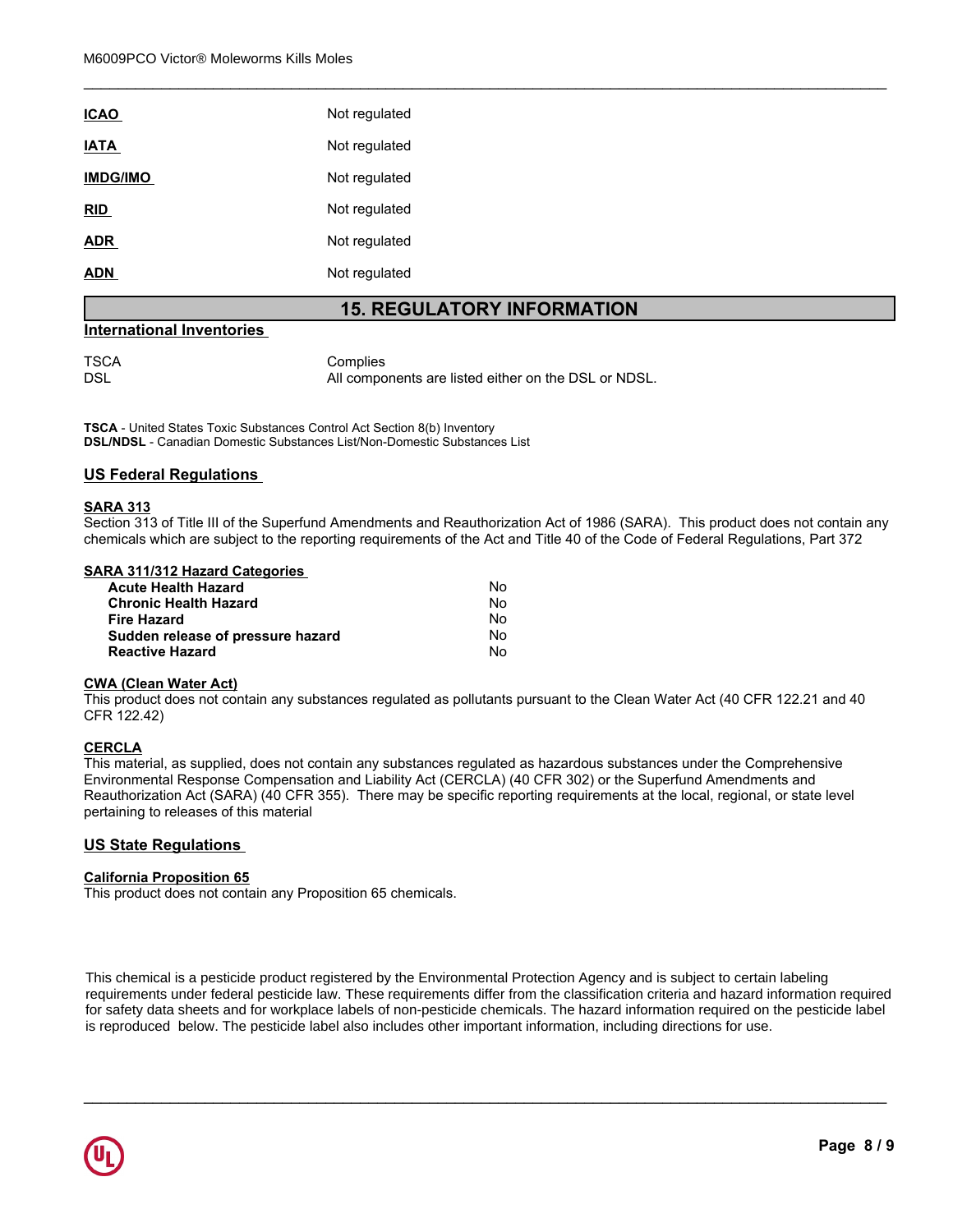| | |
|---|---|
| **ICAO** | Not regulated |
| **IATA** | Not regulated |
| **IMDG/IMO** | Not regulated |
| **RID** | Not regulated |
| **ADR** | Not regulated |
| **ADN** | Not regulated |

## 15. REGULATORY INFORMATION

### International Inventories

| | |
|---|---|
| TSCA | Complies |
| DSL | All components are listed either on the DSL or NDSL. |

**TSCA** - United States Toxic Substances Control Act Section 8(b) Inventory
**DSL/NDSL** - Canadian Domestic Substances List/Non-Domestic Substances List

### US Federal Regulations

**SARA 313**
Section 313 of Title III of the Superfund Amendments and Reauthorization Act of 1986 (SARA). This product does not contain any chemicals which are subject to the reporting requirements of the Act and Title 40 of the Code of Federal Regulations, Part 372

**SARA 311/312 Hazard Categories**

| | |
|---|---|
| **Acute Health Hazard** | No |
| **Chronic Health Hazard** | No |
| **Fire Hazard** | No |
| **Sudden release of pressure hazard** | No |
| **Reactive Hazard** | No |

**CWA (Clean Water Act)**
This product does not contain any substances regulated as pollutants pursuant to the Clean Water Act (40 CFR 122.21 and 40 CFR 122.42)

**CERCLA**
This material, as supplied, does not contain any substances regulated as hazardous substances under the Comprehensive Environmental Response Compensation and Liability Act (CERCLA) (40 CFR 302) or the Superfund Amendments and Reauthorization Act (SARA) (40 CFR 355). There may be specific reporting requirements at the local, regional, or state level pertaining to releases of this material

### US State Regulations

**California Proposition 65**
This product does not contain any Proposition 65 chemicals.

This chemical is a pesticide product registered by the Environmental Protection Agency and is subject to certain labeling requirements under federal pesticide law. These requirements differ from the classification criteria and hazard information required for safety data sheets and for workplace labels of non-pesticide chemicals. The hazard information required on the pesticide label is reproduced below. The pesticide label also includes other important information, including directions for use.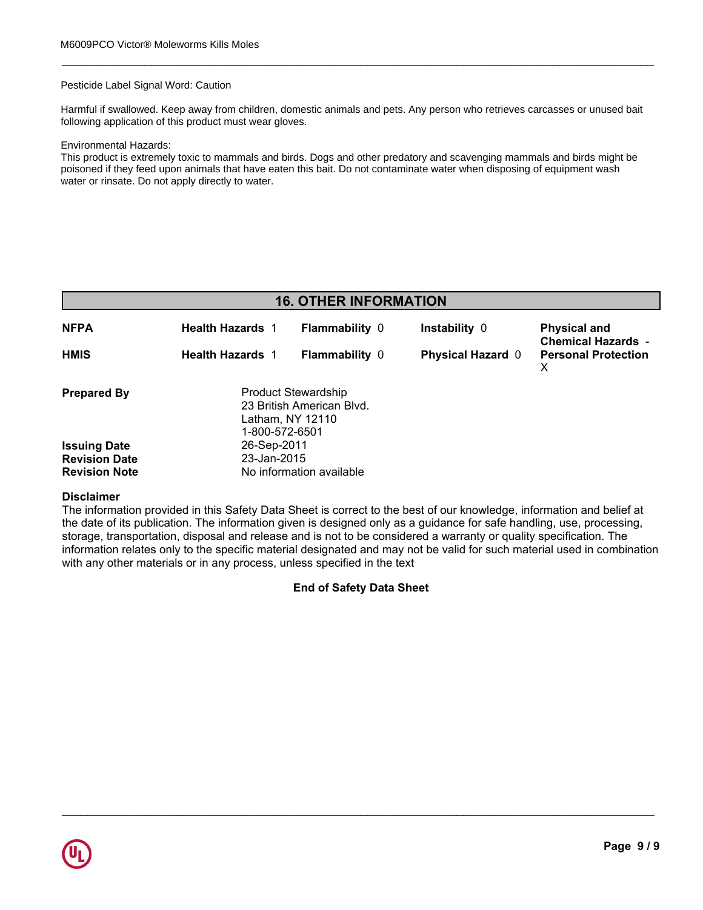Pesticide Label Signal Word: Caution

Harmful if swallowed. Keep away from children, domestic animals and pets. Any person who retrieves carcasses or unused bait following application of this product must wear gloves.

Environmental Hazards:
This product is extremely toxic to mammals and birds. Dogs and other predatory and scavenging mammals and birds might be poisoned if they feed upon animals that have eaten this bait. Do not contaminate water when disposing of equipment wash water or rinsate. Do not apply directly to water.

## 16. OTHER INFORMATION

| | | | | |
|---|---|---|---|---|
| **NFPA** | **Health Hazards** 1 | **Flammability** 0 | **Instability** 0 | **Physical and Chemical Hazards** - |
| **HMIS** | **Health Hazards** 1 | **Flammability** 0 | **Physical Hazard** 0 | **Personal Protection** X |

**Prepared By**
Product Stewardship
23 British American Blvd.
Latham, NY 12110
1-800-572-6501

**Issuing Date** 26-Sep-2011
**Revision Date** 23-Jan-2015
**Revision Note** No information available

**Disclaimer**
The information provided in this Safety Data Sheet is correct to the best of our knowledge, information and belief at the date of its publication. The information given is designed only as a guidance for safe handling, use, processing, storage, transportation, disposal and release and is not to be considered a warranty or quality specification. The information relates only to the specific material designated and may not be valid for such material used in combination with any other materials or in any process, unless specified in the text

**End of Safety Data Sheet**